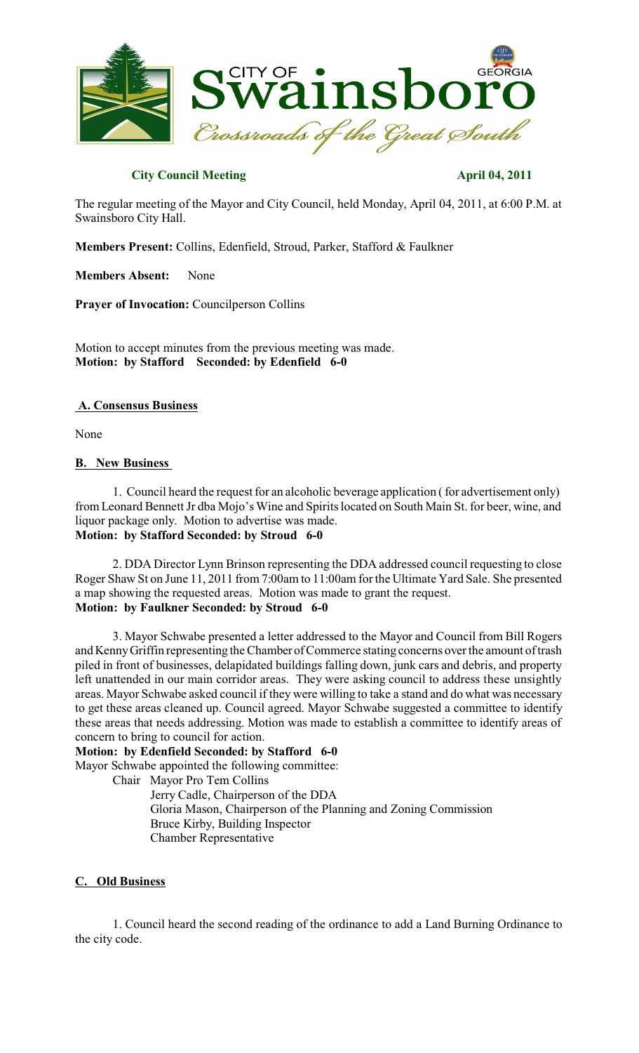**City Council Meeting** **April 04, 2011**

The regular meeting of the Mayor and City Council, held Monday, April 04, 2011, at 6:00 P.M. at Swainsboro City Hall.

**Members Present:** Collins, Edenfield, Stroud, Parker, Stafford & Faulkner

**Members Absent:** None

**Prayer of Invocation:** Councilperson Collins

Motion to accept minutes from the previous meeting was made.
**Motion: by Stafford Seconded: by Edenfield 6-0**

**A. Consensus Business**

None

**B. New Business**

1. Council heard the request for an alcoholic beverage application ( for advertisement only) from Leonard Bennett Jr dba Mojo's Wine and Spirits located on South Main St. for beer, wine, and liquor package only. Motion to advertise was made.
**Motion: by Stafford Seconded: by Stroud 6-0**

2. DDA Director Lynn Brinson representing the DDA addressed council requesting to close Roger Shaw St on June 11, 2011 from 7:00am to 11:00am for the Ultimate Yard Sale. She presented a map showing the requested areas. Motion was made to grant the request.
**Motion: by Faulkner Seconded: by Stroud 6-0**

3. Mayor Schwabe presented a letter addressed to the Mayor and Council from Bill Rogers and Kenny Griffin representing the Chamber of Commerce stating concerns over the amount of trash piled in front of businesses, delapidated buildings falling down, junk cars and debris, and property left unattended in our main corridor areas. They were asking council to address these unsightly areas. Mayor Schwabe asked council if they were willing to take a stand and do what was necessary to get these areas cleaned up. Council agreed. Mayor Schwabe suggested a committee to identify these areas that needs addressing. Motion was made to establish a committee to identify areas of concern to bring to council for action.
**Motion: by Edenfield Seconded: by Stafford 6-0**
Mayor Schwabe appointed the following committee:

Chair Mayor Pro Tem Collins
Jerry Cadle, Chairperson of the DDA
Gloria Mason, Chairperson of the Planning and Zoning Commission
Bruce Kirby, Building Inspector
Chamber Representative

**C. Old Business**

1. Council heard the second reading of the ordinance to add a Land Burning Ordinance to the city code.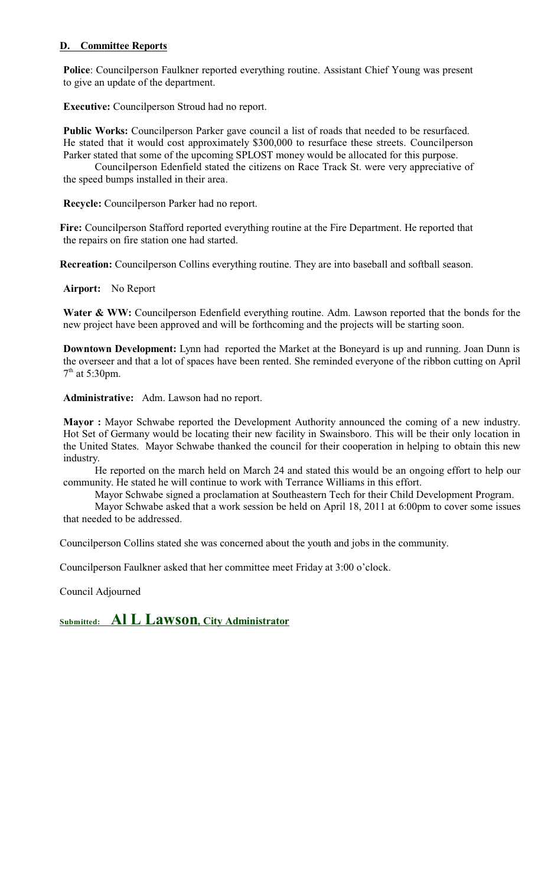## D. Committee Reports

**Police**: Councilperson Faulkner reported everything routine. Assistant Chief Young was present to give an update of the department.

**Executive:** Councilperson Stroud had no report.

**Public Works:** Councilperson Parker gave council a list of roads that needed to be resurfaced. He stated that it would cost approximately $300,000 to resurface these streets. Councilperson Parker stated that some of the upcoming SPLOST money would be allocated for this purpose.

Councilperson Edenfield stated the citizens on Race Track St. were very appreciative of the speed bumps installed in their area.

**Recycle:** Councilperson Parker had no report.

**Fire:** Councilperson Stafford reported everything routine at the Fire Department. He reported that the repairs on fire station one had started.

**Recreation:** Councilperson Collins everything routine. They are into baseball and softball season.

**Airport:** No Report

**Water & WW:** Councilperson Edenfield everything routine. Adm. Lawson reported that the bonds for the new project have been approved and will be forthcoming and the projects will be starting soon.

**Downtown Development:** Lynn had reported the Market at the Boneyard is up and running. Joan Dunn is the overseer and that a lot of spaces have been rented. She reminded everyone of the ribbon cutting on April 7th at 5:30pm.

**Administrative:** Adm. Lawson had no report.

**Mayor :** Mayor Schwabe reported the Development Authority announced the coming of a new industry. Hot Set of Germany would be locating their new facility in Swainsboro. This will be their only location in the United States. Mayor Schwabe thanked the council for their cooperation in helping to obtain this new industry.

He reported on the march held on March 24 and stated this would be an ongoing effort to help our community. He stated he will continue to work with Terrance Williams in this effort.

Mayor Schwabe signed a proclamation at Southeastern Tech for their Child Development Program.

Mayor Schwabe asked that a work session be held on April 18, 2011 at 6:00pm to cover some issues that needed to be addressed.

Councilperson Collins stated she was concerned about the youth and jobs in the community.

Councilperson Faulkner asked that her committee meet Friday at 3:00 o'clock.

Council Adjourned

**Submitted: Al L Lawson, City Administrator**